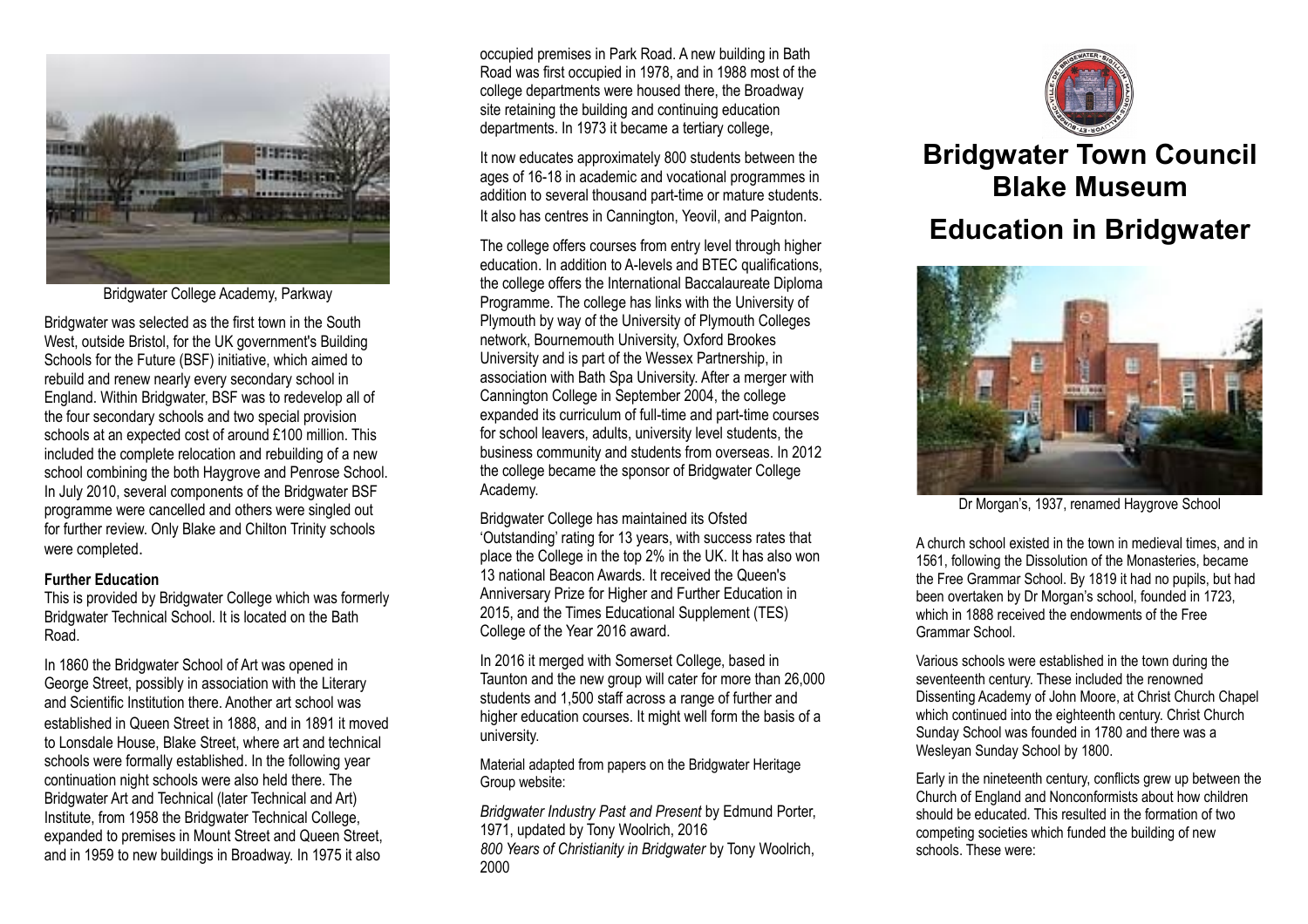Bridgwater College Academy, Parkway

Bridgwater was selected as the first town in the South West, outside Bristol, for the UK government's Building Schools for the Future (BSF) initiative, which aimed to rebuild and renew nearly every secondary school in England. Within Bridgwater, BSF was to redevelop all of the four secondary schools and two special provision schools at an expected cost of around £100 million. This included the complete relocation and rebuilding of a new school combining the both Haygrove and Penrose School. In July 2010, several components of the Bridgwater BSF programme were cancelled and others were singled out for further review. Only Blake and Chilton Trinity schools were completed.

**Further Education**

This is provided by Bridgwater College which was formerly Bridgwater Technical School. It is located on the Bath Road.

In 1860 the Bridgwater School of Art was opened in George Street, possibly in association with the Literary and Scientific Institution there. Another art school was established in Queen Street in 1888, and in 1891 it moved to Lonsdale House, Blake Street, where art and technical schools were formally established. In the following year continuation night schools were also held there. The Bridgwater Art and Technical (later Technical and Art) Institute, from 1958 the Bridgwater Technical College, expanded to premises in Mount Street and Queen Street, and in 1959 to new buildings in Broadway. In 1975 it also occupied premises in Park Road. A new building in Bath Road was first occupied in 1978, and in 1988 most of the college departments were housed there, the Broadway site retaining the building and continuing education departments. In 1973 it became a tertiary college,

It now educates approximately 800 students between the ages of 16-18 in academic and vocational programmes in addition to several thousand part-time or mature students. It also has centres in Cannington, Yeovil, and Paignton.

The college offers courses from entry level through higher education. In addition to A-levels and BTEC qualifications, the college offers the International Baccalaureate Diploma Programme. The college has links with the University of Plymouth by way of the University of Plymouth Colleges network, Bournemouth University, Oxford Brookes University and is part of the Wessex Partnership, in association with Bath Spa University. After a merger with Cannington College in September 2004, the college expanded its curriculum of full-time and part-time courses for school leavers, adults, university level students, the business community and students from overseas. In 2012 the college became the sponsor of Bridgwater College Academy.

Bridgwater College has maintained its Ofsted 'Outstanding' rating for 13 years, with success rates that place the College in the top 2% in the UK. It has also won 13 national Beacon Awards. It received the Queen's Anniversary Prize for Higher and Further Education in 2015, and the Times Educational Supplement (TES) College of the Year 2016 award.

In 2016 it merged with Somerset College, based in Taunton and the new group will cater for more than 26,000 students and 1,500 staff across a range of further and higher education courses. It might well form the basis of a university.

Material adapted from papers on the Bridgwater Heritage Group website:

*Bridgwater Industry Past and Present* by Edmund Porter, 1971, updated by Tony Woolrich, 2016
*800 Years of Christianity in Bridgwater* by Tony Woolrich, 2000

# Bridgwater Town Council
# Blake Museum

# Education in Bridgwater

Dr Morgan's, 1937, renamed Haygrove School

A church school existed in the town in medieval times, and in 1561, following the Dissolution of the Monasteries, became the Free Grammar School. By 1819 it had no pupils, but had been overtaken by Dr Morgan's school, founded in 1723, which in 1888 received the endowments of the Free Grammar School.

Various schools were established in the town during the seventeenth century. These included the renowned Dissenting Academy of John Moore, at Christ Church Chapel which continued into the eighteenth century. Christ Church Sunday School was founded in 1780 and there was a Wesleyan Sunday School by 1800.

Early in the nineteenth century, conflicts grew up between the Church of England and Nonconformists about how children should be educated. This resulted in the formation of two competing societies which funded the building of new schools. These were: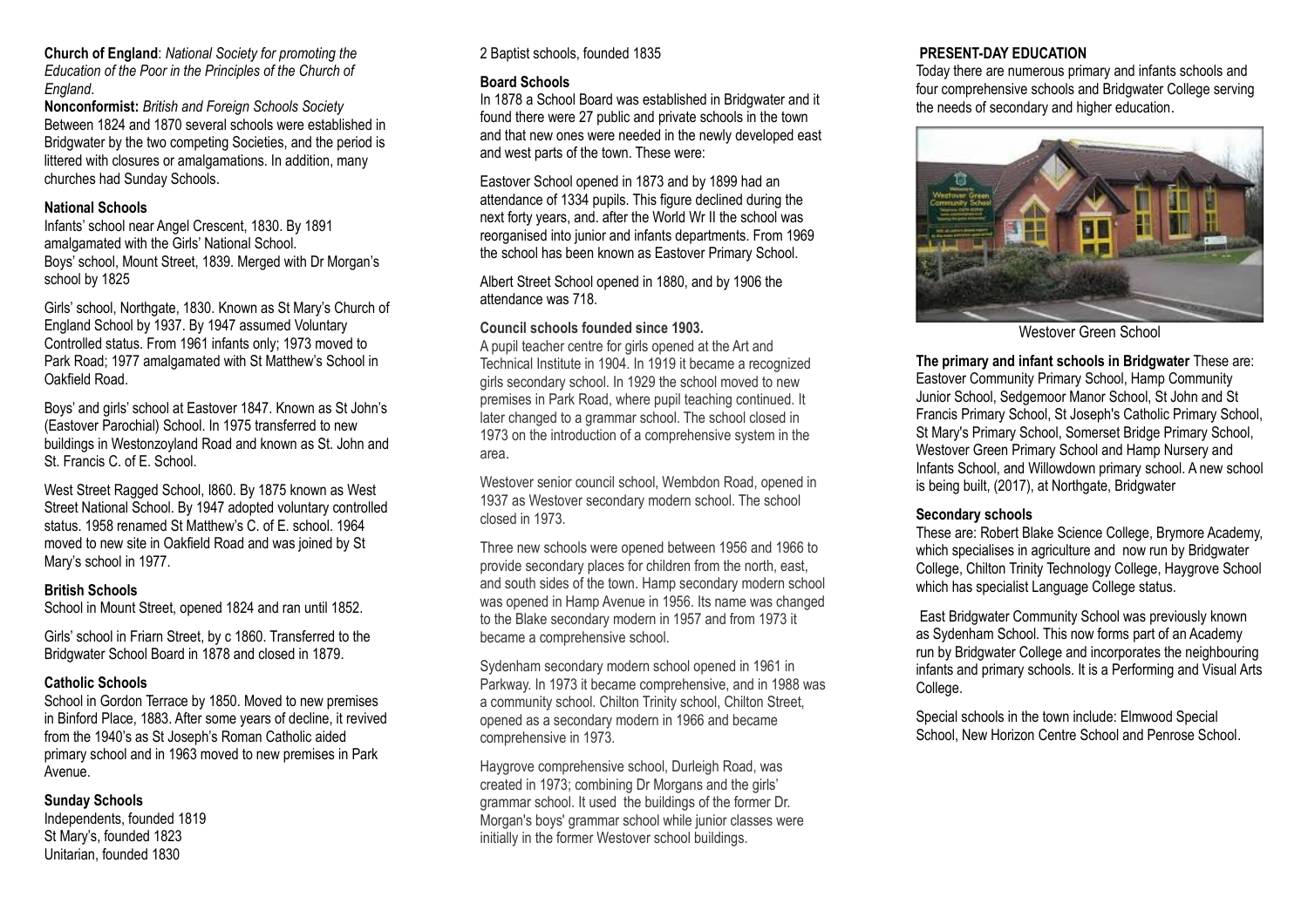**Church of England**: *National Society for promoting the Education of the Poor in the Principles of the Church of England*.

**Nonconformist:** *British and Foreign Schools Society*

Between 1824 and 1870 several schools were established in Bridgwater by the two competing Societies, and the period is littered with closures or amalgamations. In addition, many churches had Sunday Schools.

### National Schools

Infants' school near Angel Crescent, 1830. By 1891 amalgamated with the Girls' National School.

Boys' school, Mount Street, 1839. Merged with Dr Morgan's school by 1825

Girls' school, Northgate, 1830. Known as St Mary's Church of England School by 1937. By 1947 assumed Voluntary Controlled status. From 1961 infants only; 1973 moved to Park Road; 1977 amalgamated with St Matthew's School in Oakfield Road.

Boys' and girls' school at Eastover 1847. Known as St John's (Eastover Parochial) School. In 1975 transferred to new buildings in Westonzoyland Road and known as St. John and St. Francis C. of E. School.

West Street Ragged School, I860. By 1875 known as West Street National School. By 1947 adopted voluntary controlled status. 1958 renamed St Matthew's C. of E. school. 1964 moved to new site in Oakfield Road and was joined by St Mary's school in 1977.

### British Schools

School in Mount Street, opened 1824 and ran until 1852.

Girls' school in Friarn Street, by c 1860. Transferred to the Bridgwater School Board in 1878 and closed in 1879.

### Catholic Schools

School in Gordon Terrace by 1850. Moved to new premises in Binford Place, 1883. After some years of decline, it revived from the 1940's as St Joseph's Roman Catholic aided primary school and in 1963 moved to new premises in Park Avenue.

### Sunday Schools

Independents, founded 1819
St Mary's, founded 1823
Unitarian, founded 1830
2 Baptist schools, founded 1835

### Board Schools

In 1878 a School Board was established in Bridgwater and it found there were 27 public and private schools in the town and that new ones were needed in the newly developed east and west parts of the town. These were:

Eastover School opened in 1873 and by 1899 had an attendance of 1334 pupils. This figure declined during the next forty years, and. after the World Wr II the school was reorganised into junior and infants departments. From 1969 the school has been known as Eastover Primary School.

Albert Street School opened in 1880, and by 1906 the attendance was 718.

### Council schools founded since 1903.

A pupil teacher centre for girls opened at the Art and Technical Institute in 1904. In 1919 it became a recognized girls secondary school. In 1929 the school moved to new premises in Park Road, where pupil teaching continued. It later changed to a grammar school. The school closed in 1973 on the introduction of a comprehensive system in the area.

Westover senior council school, Wembdon Road, opened in 1937 as Westover secondary modern school. The school closed in 1973.

Three new schools were opened between 1956 and 1966 to provide secondary places for children from the north, east, and south sides of the town. Hamp secondary modern school was opened in Hamp Avenue in 1956. Its name was changed to the Blake secondary modern in 1957 and from 1973 it became a comprehensive school.

Sydenham secondary modern school opened in 1961 in Parkway. In 1973 it became comprehensive, and in 1988 was a community school. Chilton Trinity school, Chilton Street, opened as a secondary modern in 1966 and became comprehensive in 1973.

Haygrove comprehensive school, Durleigh Road, was created in 1973; combining Dr Morgans and the girls' grammar school. It used the buildings of the former Dr. Morgan's boys' grammar school while junior classes were initially in the former Westover school buildings.

## PRESENT-DAY EDUCATION

Today there are numerous primary and infants schools and four comprehensive schools and Bridgwater College serving the needs of secondary and higher education.

Westover Green School

**The primary and infant schools in Bridgwater** These are: Eastover Community Primary School, Hamp Community Junior School, Sedgemoor Manor School, St John and St Francis Primary School, St Joseph's Catholic Primary School, St Mary's Primary School, Somerset Bridge Primary School, Westover Green Primary School and Hamp Nursery and Infants School, and Willowdown primary school. A new school is being built, (2017), at Northgate, Bridgwater

### Secondary schools

These are: Robert Blake Science College, Brymore Academy, which specialises in agriculture and now run by Bridgwater College, Chilton Trinity Technology College, Haygrove School which has specialist Language College status.

East Bridgwater Community School was previously known as Sydenham School. This now forms part of an Academy run by Bridgwater College and incorporates the neighbouring infants and primary schools. It is a Performing and Visual Arts College.

Special schools in the town include: Elmwood Special School, New Horizon Centre School and Penrose School.